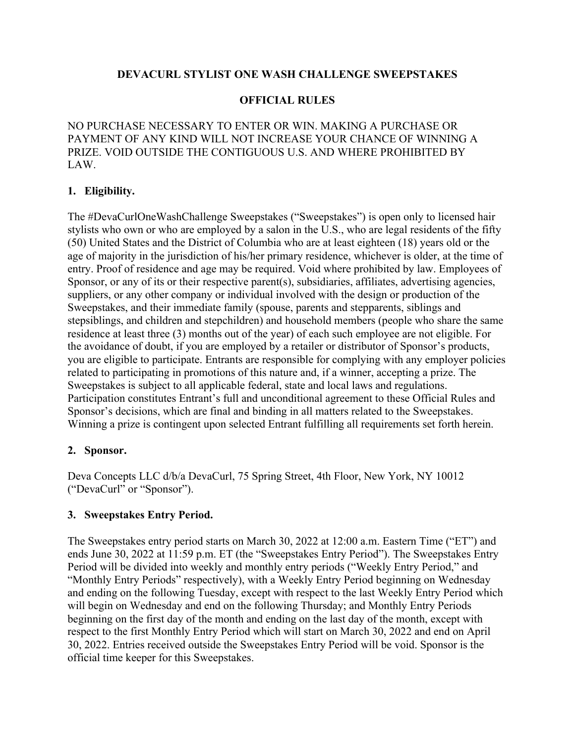# DEVACURL STYLIST ONE WASH CHALLENGE SWEEPSTAKES

## OFFICIAL RULES

NO PURCHASE NECESSARY TO ENTER OR WIN. MAKING A PURCHASE OR PAYMENT OF ANY KIND WILL NOT INCREASE YOUR CHANCE OF WINNING A PRIZE. VOID OUTSIDE THE CONTIGUOUS U.S. AND WHERE PROHIBITED BY LAW.

### 1. Eligibility.

The #DevaCurlOneWashChallenge Sweepstakes ("Sweepstakes") is open only to licensed hair stylists who own or who are employed by a salon in the U.S., who are legal residents of the fifty (50) United States and the District of Columbia who are at least eighteen (18) years old or the age of majority in the jurisdiction of his/her primary residence, whichever is older, at the time of entry. Proof of residence and age may be required. Void where prohibited by law. Employees of Sponsor, or any of its or their respective parent(s), subsidiaries, affiliates, advertising agencies, suppliers, or any other company or individual involved with the design or production of the Sweepstakes, and their immediate family (spouse, parents and stepparents, siblings and stepsiblings, and children and stepchildren) and household members (people who share the same residence at least three (3) months out of the year) of each such employee are not eligible. For the avoidance of doubt, if you are employed by a retailer or distributor of Sponsor's products, you are eligible to participate. Entrants are responsible for complying with any employer policies related to participating in promotions of this nature and, if a winner, accepting a prize. The Sweepstakes is subject to all applicable federal, state and local laws and regulations. Participation constitutes Entrant's full and unconditional agreement to these Official Rules and Sponsor's decisions, which are final and binding in all matters related to the Sweepstakes. Winning a prize is contingent upon selected Entrant fulfilling all requirements set forth herein.

### 2. Sponsor.

Deva Concepts LLC d/b/a DevaCurl, 75 Spring Street, 4th Floor, New York, NY 10012 ("DevaCurl" or "Sponsor").

### 3. Sweepstakes Entry Period.

The Sweepstakes entry period starts on March 30, 2022 at 12:00 a.m. Eastern Time ("ET") and ends June 30, 2022 at 11:59 p.m. ET (the "Sweepstakes Entry Period"). The Sweepstakes Entry Period will be divided into weekly and monthly entry periods ("Weekly Entry Period," and "Monthly Entry Periods" respectively), with a Weekly Entry Period beginning on Wednesday and ending on the following Tuesday, except with respect to the last Weekly Entry Period which will begin on Wednesday and end on the following Thursday; and Monthly Entry Periods beginning on the first day of the month and ending on the last day of the month, except with respect to the first Monthly Entry Period which will start on March 30, 2022 and end on April 30, 2022. Entries received outside the Sweepstakes Entry Period will be void. Sponsor is the official time keeper for this Sweepstakes.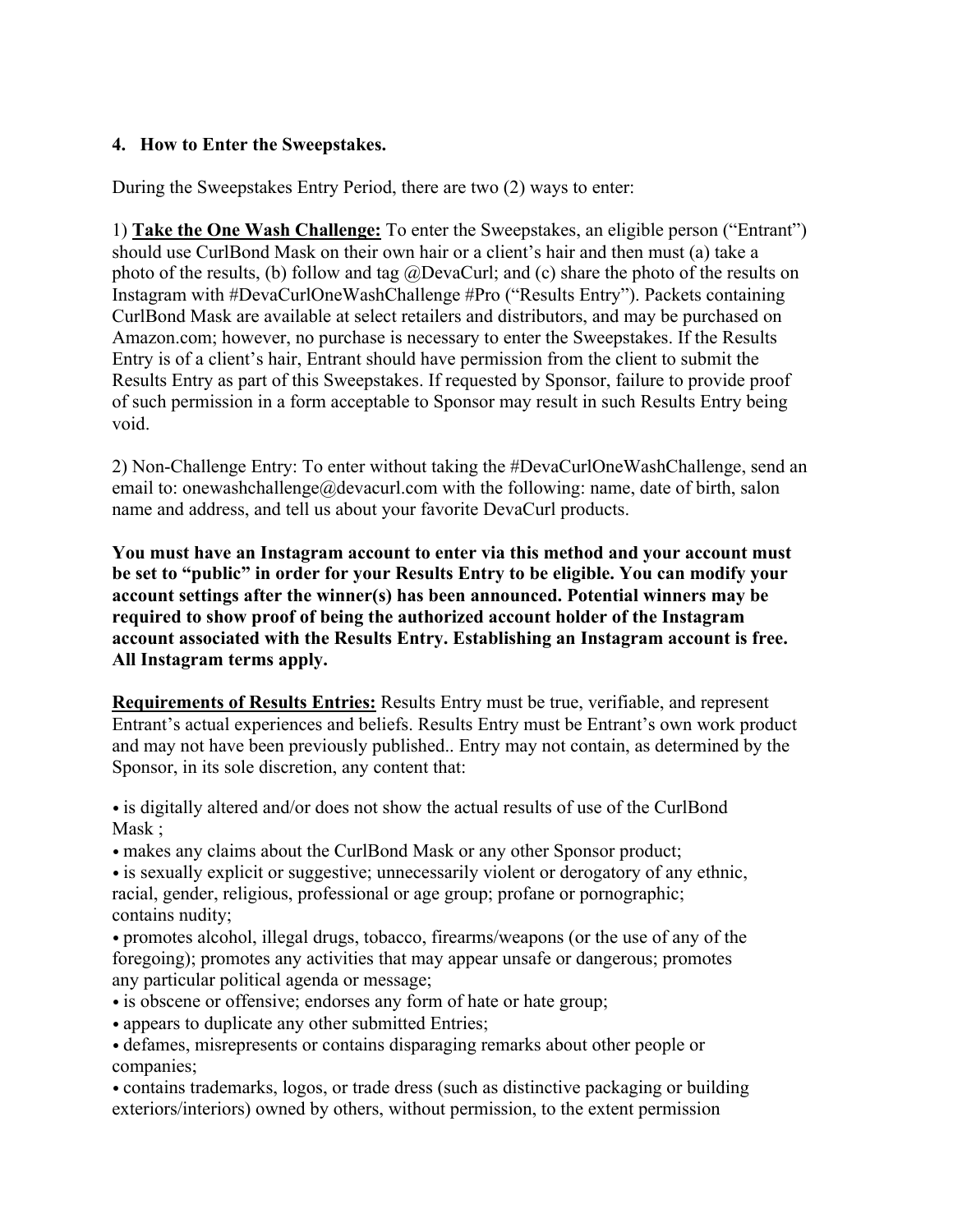## 4. How to Enter the Sweepstakes.

During the Sweepstakes Entry Period, there are two (2) ways to enter:

1) **Take the One Wash Challenge:** To enter the Sweepstakes, an eligible person ("Entrant") should use CurlBond Mask on their own hair or a client's hair and then must (a) take a photo of the results, (b) follow and tag @DevaCurl; and (c) share the photo of the results on Instagram with #DevaCurlOneWashChallenge #Pro ("Results Entry"). Packets containing CurlBond Mask are available at select retailers and distributors, and may be purchased on Amazon.com; however, no purchase is necessary to enter the Sweepstakes. If the Results Entry is of a client's hair, Entrant should have permission from the client to submit the Results Entry as part of this Sweepstakes. If requested by Sponsor, failure to provide proof of such permission in a form acceptable to Sponsor may result in such Results Entry being void.

2) Non-Challenge Entry: To enter without taking the #DevaCurlOneWashChallenge, send an email to: onewashchallenge@devacurl.com with the following: name, date of birth, salon name and address, and tell us about your favorite DevaCurl products.

**You must have an Instagram account to enter via this method and your account must be set to "public" in order for your Results Entry to be eligible. You can modify your account settings after the winner(s) has been announced. Potential winners may be required to show proof of being the authorized account holder of the Instagram account associated with the Results Entry. Establishing an Instagram account is free. All Instagram terms apply.**

**Requirements of Results Entries:** Results Entry must be true, verifiable, and represent Entrant's actual experiences and beliefs. Results Entry must be Entrant's own work product and may not have been previously published.. Entry may not contain, as determined by the Sponsor, in its sole discretion, any content that:

- is digitally altered and/or does not show the actual results of use of the CurlBond Mask ;
- makes any claims about the CurlBond Mask or any other Sponsor product;
- is sexually explicit or suggestive; unnecessarily violent or derogatory of any ethnic, racial, gender, religious, professional or age group; profane or pornographic; contains nudity;
- promotes alcohol, illegal drugs, tobacco, firearms/weapons (or the use of any of the foregoing); promotes any activities that may appear unsafe or dangerous; promotes any particular political agenda or message;
- is obscene or offensive; endorses any form of hate or hate group;
- appears to duplicate any other submitted Entries;
- defames, misrepresents or contains disparaging remarks about other people or companies;
- contains trademarks, logos, or trade dress (such as distinctive packaging or building exteriors/interiors) owned by others, without permission, to the extent permission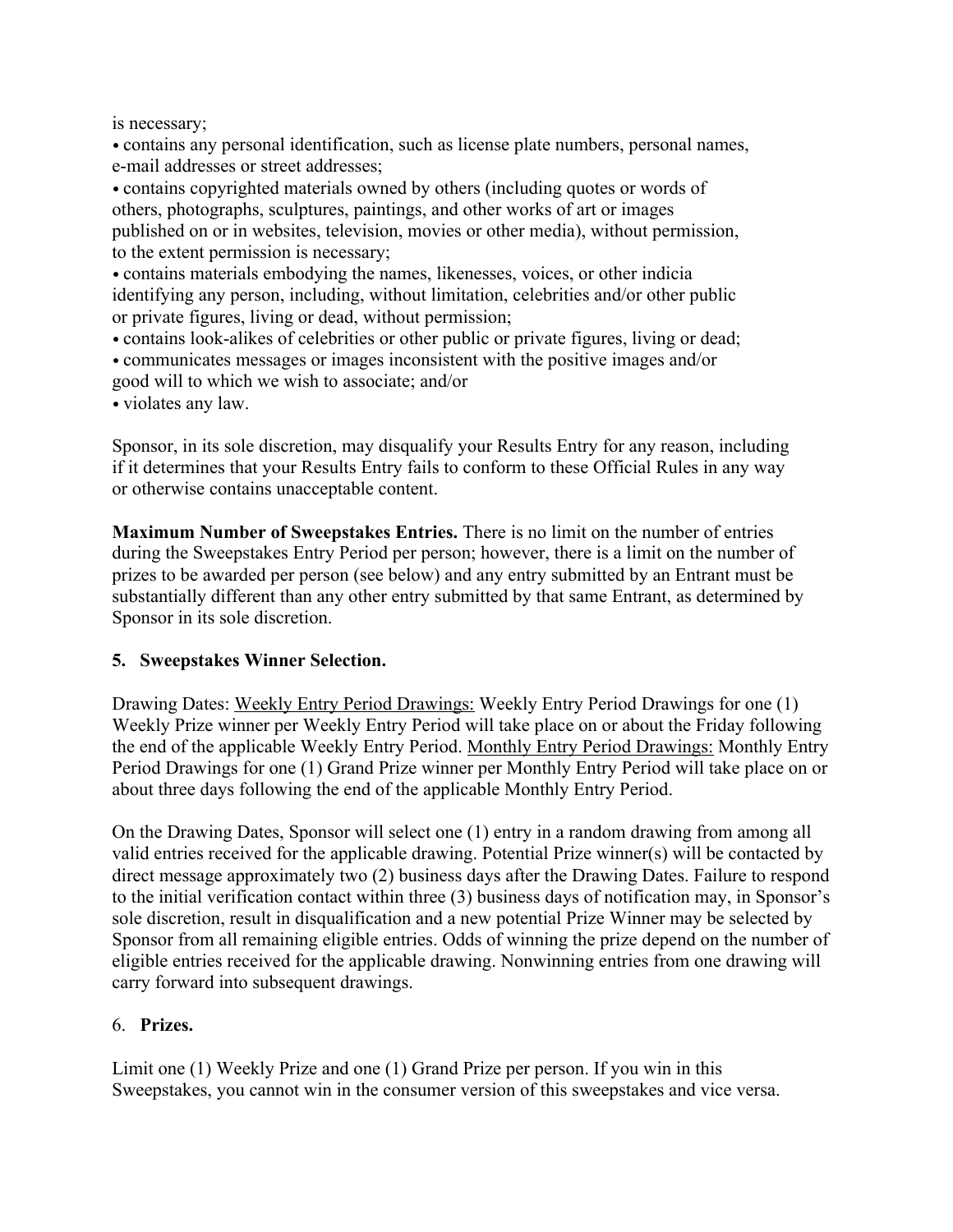is necessary;

- contains any personal identification, such as license plate numbers, personal names, e-mail addresses or street addresses;
- contains copyrighted materials owned by others (including quotes or words of others, photographs, sculptures, paintings, and other works of art or images published on or in websites, television, movies or other media), without permission, to the extent permission is necessary;
- contains materials embodying the names, likenesses, voices, or other indicia identifying any person, including, without limitation, celebrities and/or other public or private figures, living or dead, without permission;
- contains look-alikes of celebrities or other public or private figures, living or dead;
- communicates messages or images inconsistent with the positive images and/or good will to which we wish to associate; and/or
- violates any law.

Sponsor, in its sole discretion, may disqualify your Results Entry for any reason, including if it determines that your Results Entry fails to conform to these Official Rules in any way or otherwise contains unacceptable content.

**Maximum Number of Sweepstakes Entries.** There is no limit on the number of entries during the Sweepstakes Entry Period per person; however, there is a limit on the number of prizes to be awarded per person (see below) and any entry submitted by an Entrant must be substantially different than any other entry submitted by that same Entrant, as determined by Sponsor in its sole discretion.

## 5. Sweepstakes Winner Selection.

Drawing Dates: Weekly Entry Period Drawings: Weekly Entry Period Drawings for one (1) Weekly Prize winner per Weekly Entry Period will take place on or about the Friday following the end of the applicable Weekly Entry Period. Monthly Entry Period Drawings: Monthly Entry Period Drawings for one (1) Grand Prize winner per Monthly Entry Period will take place on or about three days following the end of the applicable Monthly Entry Period.

On the Drawing Dates, Sponsor will select one (1) entry in a random drawing from among all valid entries received for the applicable drawing. Potential Prize winner(s) will be contacted by direct message approximately two (2) business days after the Drawing Dates. Failure to respond to the initial verification contact within three (3) business days of notification may, in Sponsor's sole discretion, result in disqualification and a new potential Prize Winner may be selected by Sponsor from all remaining eligible entries. Odds of winning the prize depend on the number of eligible entries received for the applicable drawing. Nonwinning entries from one drawing will carry forward into subsequent drawings.

## 6. Prizes.

Limit one (1) Weekly Prize and one (1) Grand Prize per person. If you win in this Sweepstakes, you cannot win in the consumer version of this sweepstakes and vice versa.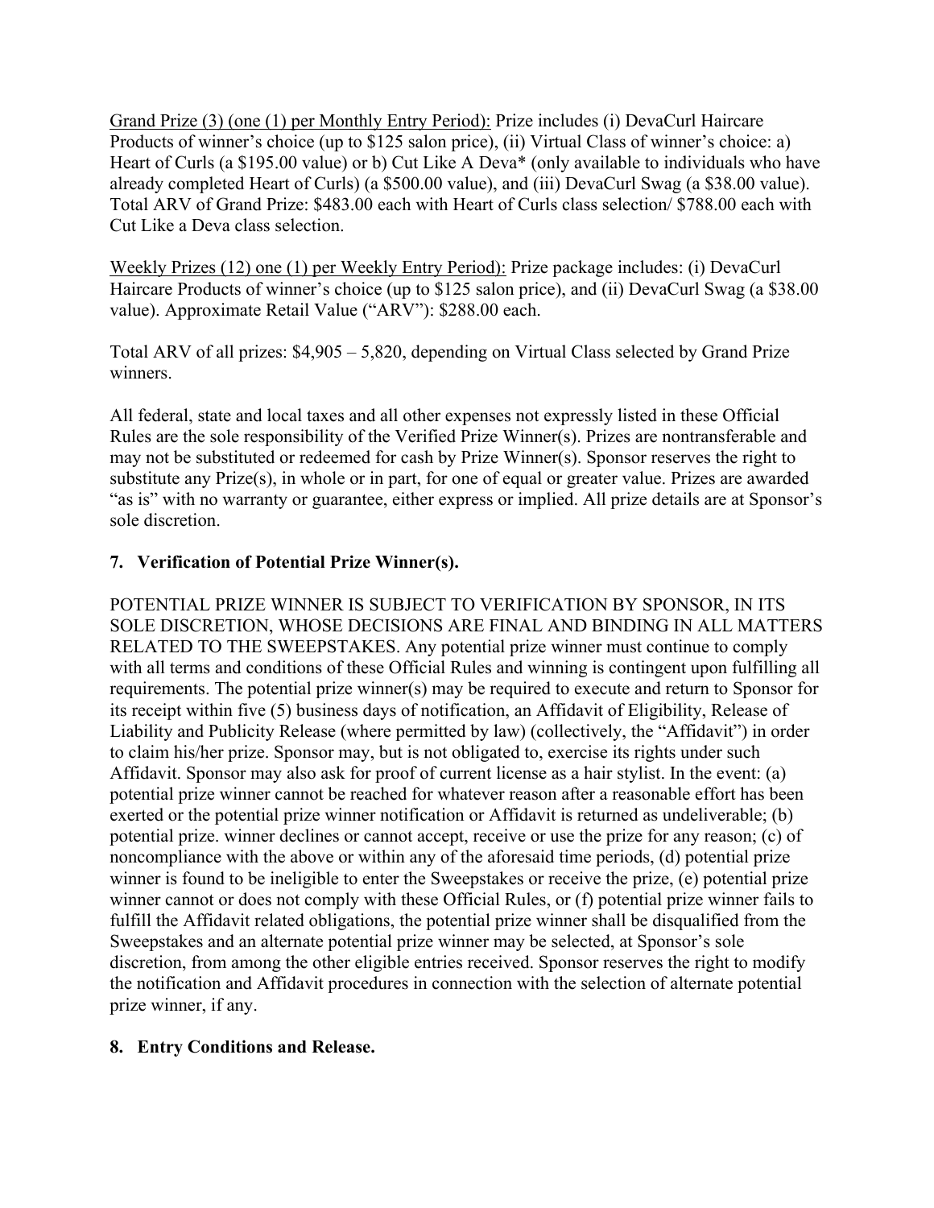<u>Grand Prize (3) (one (1) per Monthly Entry Period):</u> Prize includes (i) DevaCurl Haircare Products of winner's choice (up to $125 salon price), (ii) Virtual Class of winner's choice: a) Heart of Curls (a $195.00 value) or b) Cut Like A Deva* (only available to individuals who have already completed Heart of Curls) (a $500.00 value), and (iii) DevaCurl Swag (a $38.00 value). Total ARV of Grand Prize: $483.00 each with Heart of Curls class selection/ $788.00 each with Cut Like a Deva class selection.

<u>Weekly Prizes (12) one (1) per Weekly Entry Period):</u> Prize package includes: (i) DevaCurl Haircare Products of winner's choice (up to $125 salon price), and (ii) DevaCurl Swag (a $38.00 value). Approximate Retail Value ("ARV"): $288.00 each.

Total ARV of all prizes: $4,905 – 5,820, depending on Virtual Class selected by Grand Prize winners.

All federal, state and local taxes and all other expenses not expressly listed in these Official Rules are the sole responsibility of the Verified Prize Winner(s). Prizes are nontransferable and may not be substituted or redeemed for cash by Prize Winner(s). Sponsor reserves the right to substitute any Prize(s), in whole or in part, for one of equal or greater value. Prizes are awarded "as is" with no warranty or guarantee, either express or implied. All prize details are at Sponsor's sole discretion.

**7. Verification of Potential Prize Winner(s).**

POTENTIAL PRIZE WINNER IS SUBJECT TO VERIFICATION BY SPONSOR, IN ITS SOLE DISCRETION, WHOSE DECISIONS ARE FINAL AND BINDING IN ALL MATTERS RELATED TO THE SWEEPSTAKES. Any potential prize winner must continue to comply with all terms and conditions of these Official Rules and winning is contingent upon fulfilling all requirements. The potential prize winner(s) may be required to execute and return to Sponsor for its receipt within five (5) business days of notification, an Affidavit of Eligibility, Release of Liability and Publicity Release (where permitted by law) (collectively, the "Affidavit") in order to claim his/her prize. Sponsor may, but is not obligated to, exercise its rights under such Affidavit. Sponsor may also ask for proof of current license as a hair stylist. In the event: (a) potential prize winner cannot be reached for whatever reason after a reasonable effort has been exerted or the potential prize winner notification or Affidavit is returned as undeliverable; (b) potential prize. winner declines or cannot accept, receive or use the prize for any reason; (c) of noncompliance with the above or within any of the aforesaid time periods, (d) potential prize winner is found to be ineligible to enter the Sweepstakes or receive the prize, (e) potential prize winner cannot or does not comply with these Official Rules, or (f) potential prize winner fails to fulfill the Affidavit related obligations, the potential prize winner shall be disqualified from the Sweepstakes and an alternate potential prize winner may be selected, at Sponsor's sole discretion, from among the other eligible entries received. Sponsor reserves the right to modify the notification and Affidavit procedures in connection with the selection of alternate potential prize winner, if any.

**8. Entry Conditions and Release.**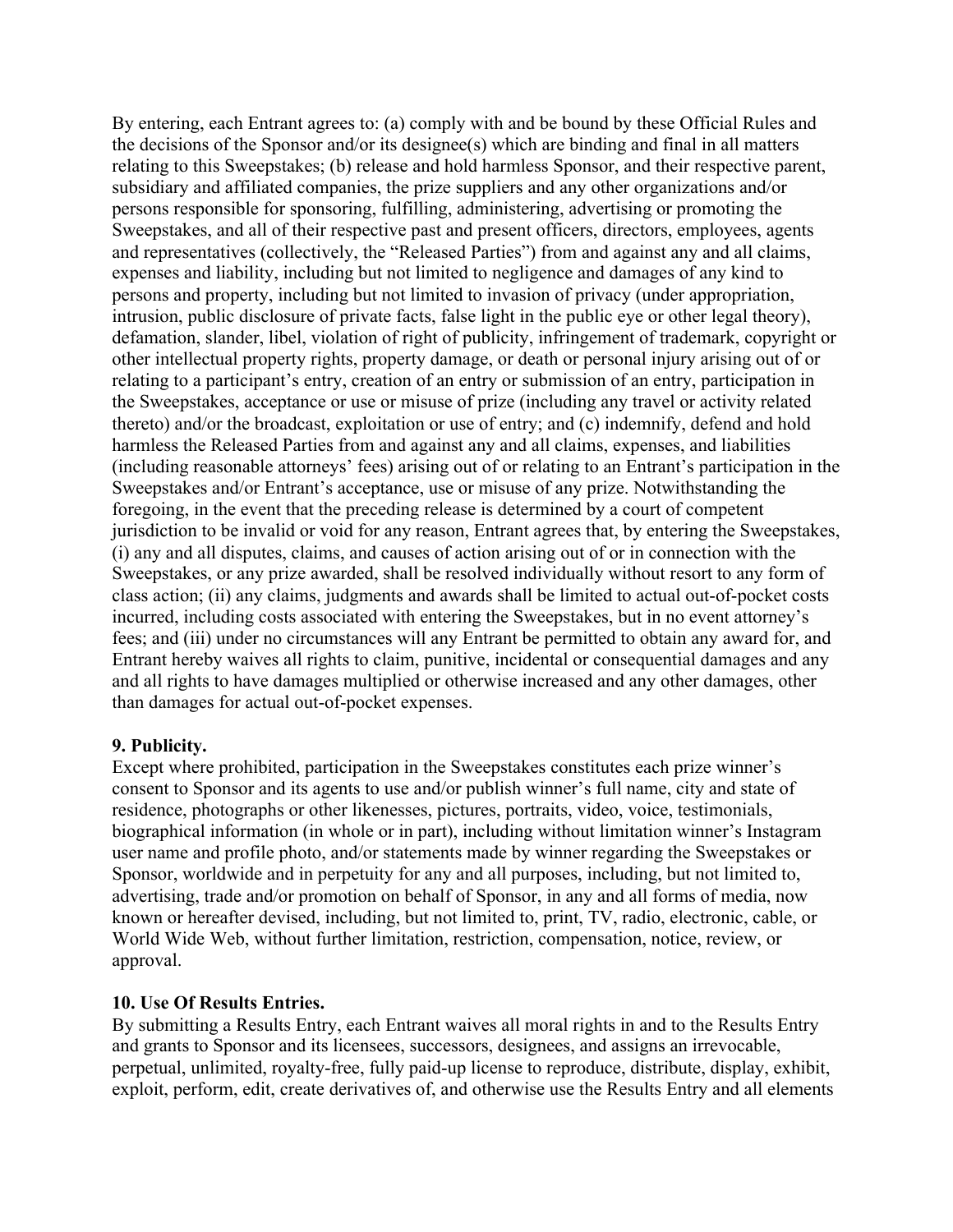By entering, each Entrant agrees to: (a) comply with and be bound by these Official Rules and the decisions of the Sponsor and/or its designee(s) which are binding and final in all matters relating to this Sweepstakes; (b) release and hold harmless Sponsor, and their respective parent, subsidiary and affiliated companies, the prize suppliers and any other organizations and/or persons responsible for sponsoring, fulfilling, administering, advertising or promoting the Sweepstakes, and all of their respective past and present officers, directors, employees, agents and representatives (collectively, the "Released Parties") from and against any and all claims, expenses and liability, including but not limited to negligence and damages of any kind to persons and property, including but not limited to invasion of privacy (under appropriation, intrusion, public disclosure of private facts, false light in the public eye or other legal theory), defamation, slander, libel, violation of right of publicity, infringement of trademark, copyright or other intellectual property rights, property damage, or death or personal injury arising out of or relating to a participant's entry, creation of an entry or submission of an entry, participation in the Sweepstakes, acceptance or use or misuse of prize (including any travel or activity related thereto) and/or the broadcast, exploitation or use of entry; and (c) indemnify, defend and hold harmless the Released Parties from and against any and all claims, expenses, and liabilities (including reasonable attorneys' fees) arising out of or relating to an Entrant's participation in the Sweepstakes and/or Entrant's acceptance, use or misuse of any prize. Notwithstanding the foregoing, in the event that the preceding release is determined by a court of competent jurisdiction to be invalid or void for any reason, Entrant agrees that, by entering the Sweepstakes, (i) any and all disputes, claims, and causes of action arising out of or in connection with the Sweepstakes, or any prize awarded, shall be resolved individually without resort to any form of class action; (ii) any claims, judgments and awards shall be limited to actual out-of-pocket costs incurred, including costs associated with entering the Sweepstakes, but in no event attorney's fees; and (iii) under no circumstances will any Entrant be permitted to obtain any award for, and Entrant hereby waives all rights to claim, punitive, incidental or consequential damages and any and all rights to have damages multiplied or otherwise increased and any other damages, other than damages for actual out-of-pocket expenses.

**9. Publicity.**
Except where prohibited, participation in the Sweepstakes constitutes each prize winner's consent to Sponsor and its agents to use and/or publish winner's full name, city and state of residence, photographs or other likenesses, pictures, portraits, video, voice, testimonials, biographical information (in whole or in part), including without limitation winner's Instagram user name and profile photo, and/or statements made by winner regarding the Sweepstakes or Sponsor, worldwide and in perpetuity for any and all purposes, including, but not limited to, advertising, trade and/or promotion on behalf of Sponsor, in any and all forms of media, now known or hereafter devised, including, but not limited to, print, TV, radio, electronic, cable, or World Wide Web, without further limitation, restriction, compensation, notice, review, or approval.

**10. Use Of Results Entries.**
By submitting a Results Entry, each Entrant waives all moral rights in and to the Results Entry and grants to Sponsor and its licensees, successors, designees, and assigns an irrevocable, perpetual, unlimited, royalty-free, fully paid-up license to reproduce, distribute, display, exhibit, exploit, perform, edit, create derivatives of, and otherwise use the Results Entry and all elements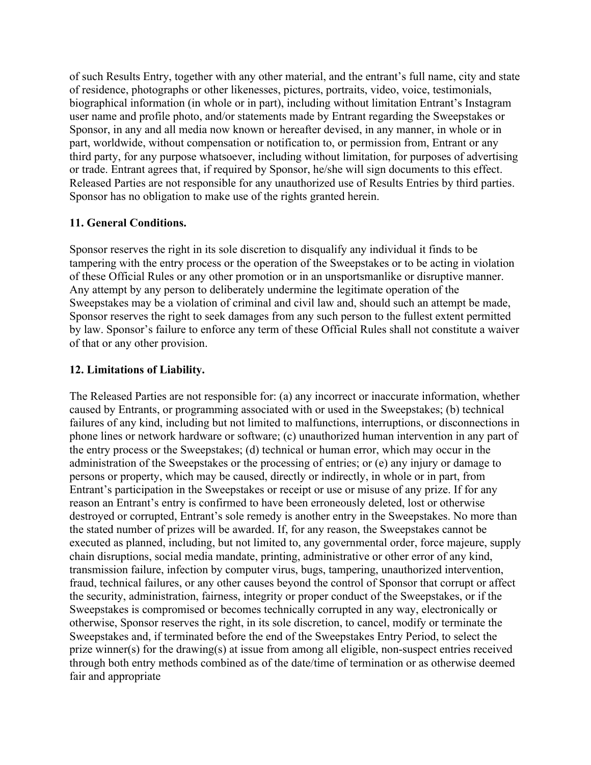of such Results Entry, together with any other material, and the entrant's full name, city and state of residence, photographs or other likenesses, pictures, portraits, video, voice, testimonials, biographical information (in whole or in part), including without limitation Entrant's Instagram user name and profile photo, and/or statements made by Entrant regarding the Sweepstakes or Sponsor, in any and all media now known or hereafter devised, in any manner, in whole or in part, worldwide, without compensation or notification to, or permission from, Entrant or any third party, for any purpose whatsoever, including without limitation, for purposes of advertising or trade. Entrant agrees that, if required by Sponsor, he/she will sign documents to this effect. Released Parties are not responsible for any unauthorized use of Results Entries by third parties. Sponsor has no obligation to make use of the rights granted herein.

**11. General Conditions.**

Sponsor reserves the right in its sole discretion to disqualify any individual it finds to be tampering with the entry process or the operation of the Sweepstakes or to be acting in violation of these Official Rules or any other promotion or in an unsportsmanlike or disruptive manner. Any attempt by any person to deliberately undermine the legitimate operation of the Sweepstakes may be a violation of criminal and civil law and, should such an attempt be made, Sponsor reserves the right to seek damages from any such person to the fullest extent permitted by law. Sponsor's failure to enforce any term of these Official Rules shall not constitute a waiver of that or any other provision.

**12. Limitations of Liability.**

The Released Parties are not responsible for: (a) any incorrect or inaccurate information, whether caused by Entrants, or programming associated with or used in the Sweepstakes; (b) technical failures of any kind, including but not limited to malfunctions, interruptions, or disconnections in phone lines or network hardware or software; (c) unauthorized human intervention in any part of the entry process or the Sweepstakes; (d) technical or human error, which may occur in the administration of the Sweepstakes or the processing of entries; or (e) any injury or damage to persons or property, which may be caused, directly or indirectly, in whole or in part, from Entrant's participation in the Sweepstakes or receipt or use or misuse of any prize. If for any reason an Entrant's entry is confirmed to have been erroneously deleted, lost or otherwise destroyed or corrupted, Entrant's sole remedy is another entry in the Sweepstakes. No more than the stated number of prizes will be awarded. If, for any reason, the Sweepstakes cannot be executed as planned, including, but not limited to, any governmental order, force majeure, supply chain disruptions, social media mandate, printing, administrative or other error of any kind, transmission failure, infection by computer virus, bugs, tampering, unauthorized intervention, fraud, technical failures, or any other causes beyond the control of Sponsor that corrupt or affect the security, administration, fairness, integrity or proper conduct of the Sweepstakes, or if the Sweepstakes is compromised or becomes technically corrupted in any way, electronically or otherwise, Sponsor reserves the right, in its sole discretion, to cancel, modify or terminate the Sweepstakes and, if terminated before the end of the Sweepstakes Entry Period, to select the prize winner(s) for the drawing(s) at issue from among all eligible, non-suspect entries received through both entry methods combined as of the date/time of termination or as otherwise deemed fair and appropriate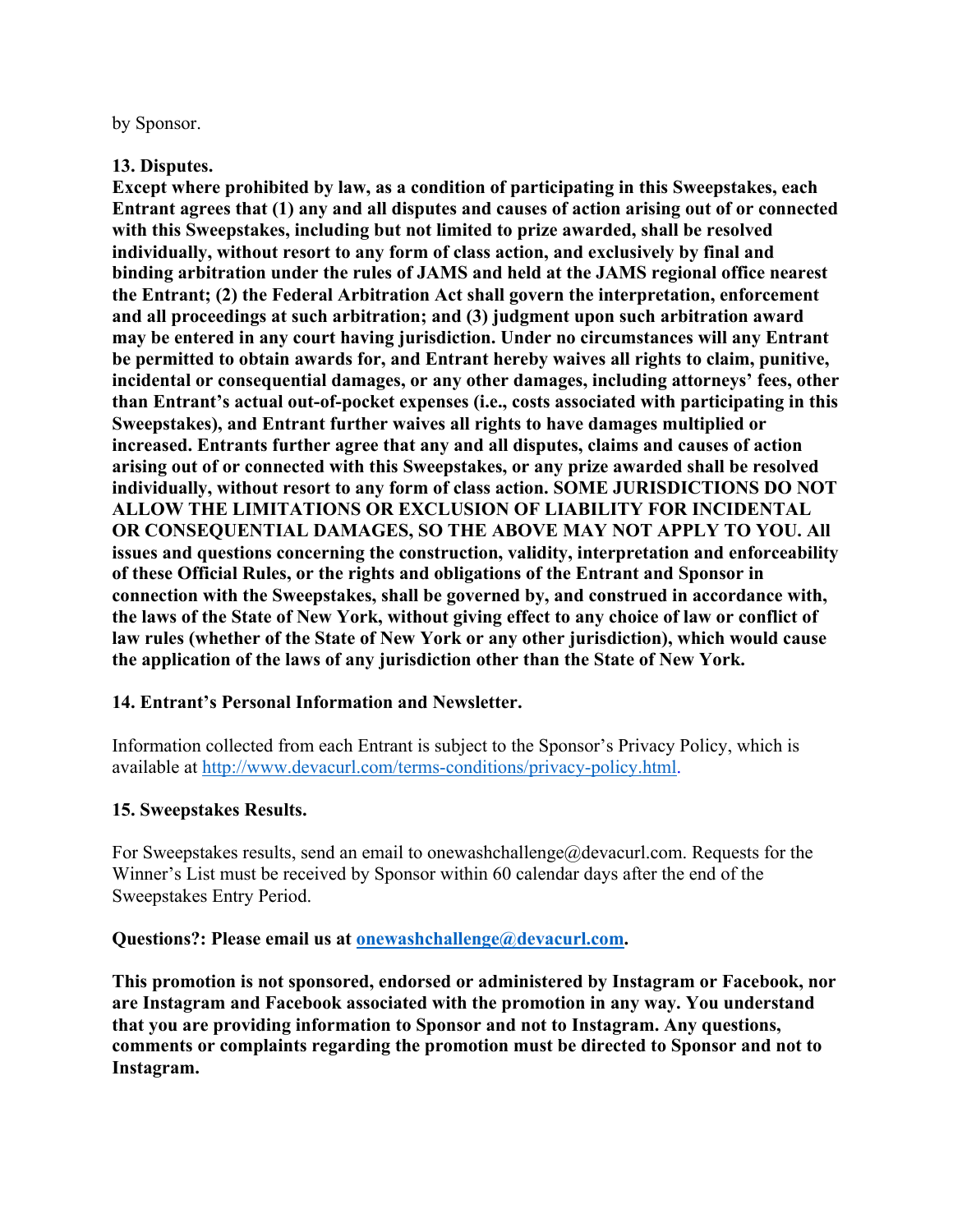by Sponsor.

**13. Disputes.**

**Except where prohibited by law, as a condition of participating in this Sweepstakes, each Entrant agrees that (1) any and all disputes and causes of action arising out of or connected with this Sweepstakes, including but not limited to prize awarded, shall be resolved individually, without resort to any form of class action, and exclusively by final and binding arbitration under the rules of JAMS and held at the JAMS regional office nearest the Entrant; (2) the Federal Arbitration Act shall govern the interpretation, enforcement and all proceedings at such arbitration; and (3) judgment upon such arbitration award may be entered in any court having jurisdiction. Under no circumstances will any Entrant be permitted to obtain awards for, and Entrant hereby waives all rights to claim, punitive, incidental or consequential damages, or any other damages, including attorneys' fees, other than Entrant's actual out-of-pocket expenses (i.e., costs associated with participating in this Sweepstakes), and Entrant further waives all rights to have damages multiplied or increased. Entrants further agree that any and all disputes, claims and causes of action arising out of or connected with this Sweepstakes, or any prize awarded shall be resolved individually, without resort to any form of class action. SOME JURISDICTIONS DO NOT ALLOW THE LIMITATIONS OR EXCLUSION OF LIABILITY FOR INCIDENTAL OR CONSEQUENTIAL DAMAGES, SO THE ABOVE MAY NOT APPLY TO YOU. All issues and questions concerning the construction, validity, interpretation and enforceability of these Official Rules, or the rights and obligations of the Entrant and Sponsor in connection with the Sweepstakes, shall be governed by, and construed in accordance with, the laws of the State of New York, without giving effect to any choice of law or conflict of law rules (whether of the State of New York or any other jurisdiction), which would cause the application of the laws of any jurisdiction other than the State of New York.**

**14. Entrant's Personal Information and Newsletter.**

Information collected from each Entrant is subject to the Sponsor's Privacy Policy, which is available at http://www.devacurl.com/terms-conditions/privacy-policy.html.

**15. Sweepstakes Results.**

For Sweepstakes results, send an email to onewashchallenge@devacurl.com. Requests for the Winner's List must be received by Sponsor within 60 calendar days after the end of the Sweepstakes Entry Period.

**Questions?: Please email us at onewashchallenge@devacurl.com.**

**This promotion is not sponsored, endorsed or administered by Instagram or Facebook, nor are Instagram and Facebook associated with the promotion in any way. You understand that you are providing information to Sponsor and not to Instagram. Any questions, comments or complaints regarding the promotion must be directed to Sponsor and not to Instagram.**